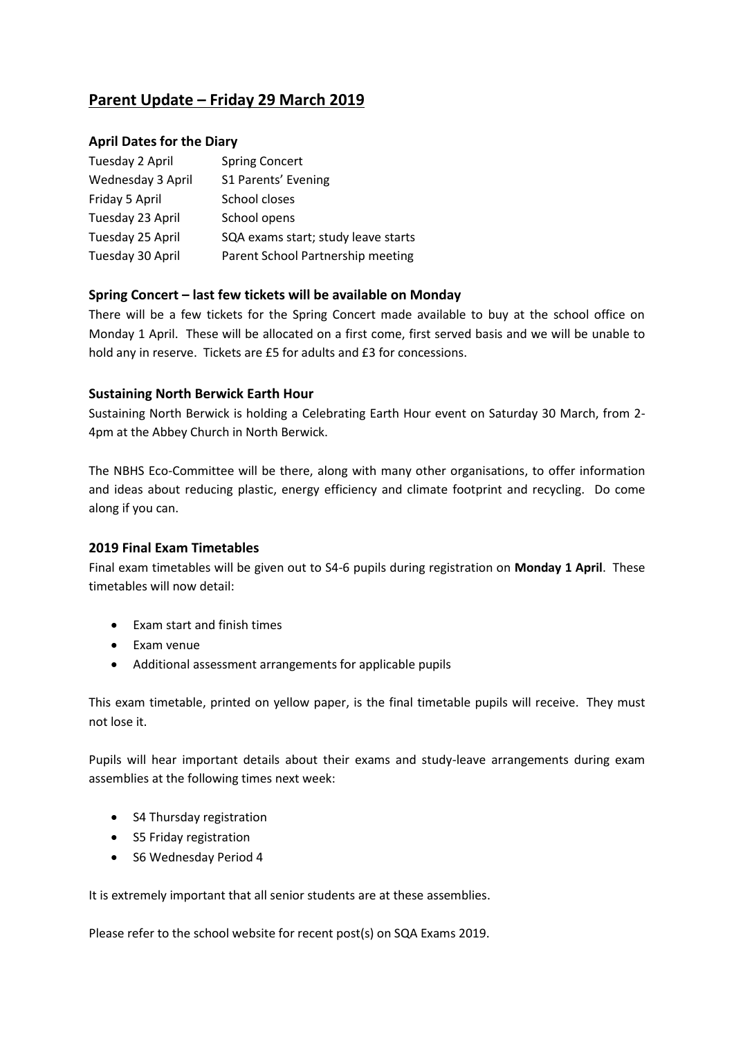# Parent Update – Friday 29 March 2019

## April Dates for the Diary

| | |
|---|---|
| Tuesday 2 April | Spring Concert |
| Wednesday 3 April | S1 Parents' Evening |
| Friday 5 April | School closes |
| Tuesday 23 April | School opens |
| Tuesday 25 April | SQA exams start; study leave starts |
| Tuesday 30 April | Parent School Partnership meeting |

## Spring Concert – last few tickets will be available on Monday

There will be a few tickets for the Spring Concert made available to buy at the school office on Monday 1 April. These will be allocated on a first come, first served basis and we will be unable to hold any in reserve. Tickets are £5 for adults and £3 for concessions.

## Sustaining North Berwick Earth Hour

Sustaining North Berwick is holding a Celebrating Earth Hour event on Saturday 30 March, from 2-4pm at the Abbey Church in North Berwick.

The NBHS Eco-Committee will be there, along with many other organisations, to offer information and ideas about reducing plastic, energy efficiency and climate footprint and recycling. Do come along if you can.

## 2019 Final Exam Timetables

Final exam timetables will be given out to S4-6 pupils during registration on **Monday 1 April**. These timetables will now detail:

- Exam start and finish times
- Exam venue
- Additional assessment arrangements for applicable pupils

This exam timetable, printed on yellow paper, is the final timetable pupils will receive. They must not lose it.

Pupils will hear important details about their exams and study-leave arrangements during exam assemblies at the following times next week:

- S4 Thursday registration
- S5 Friday registration
- S6 Wednesday Period 4

It is extremely important that all senior students are at these assemblies.

Please refer to the school website for recent post(s) on SQA Exams 2019.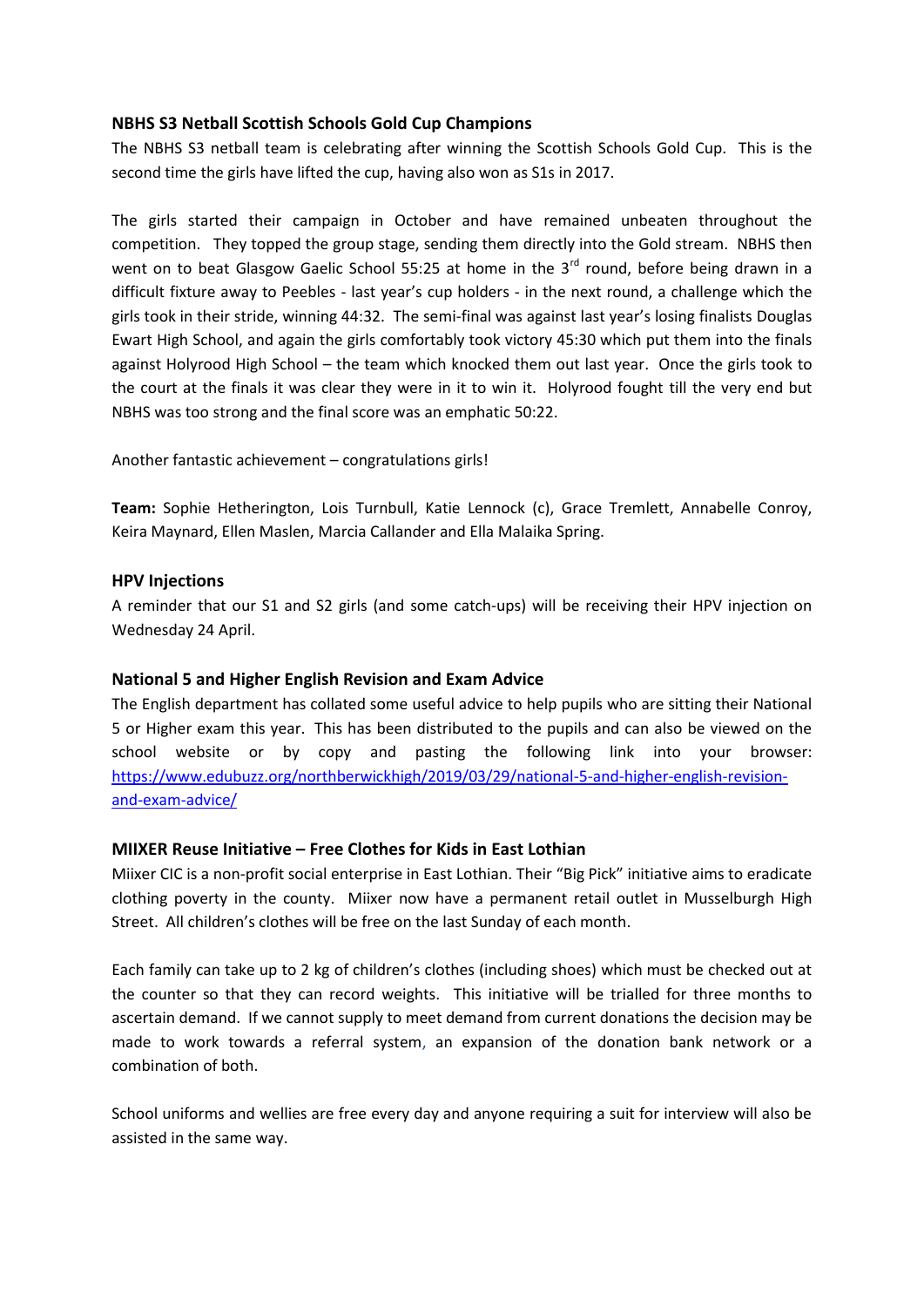### NBHS S3 Netball Scottish Schools Gold Cup Champions

The NBHS S3 netball team is celebrating after winning the Scottish Schools Gold Cup. This is the second time the girls have lifted the cup, having also won as S1s in 2017.

The girls started their campaign in October and have remained unbeaten throughout the competition. They topped the group stage, sending them directly into the Gold stream. NBHS then went on to beat Glasgow Gaelic School 55:25 at home in the 3rd round, before being drawn in a difficult fixture away to Peebles - last year's cup holders - in the next round, a challenge which the girls took in their stride, winning 44:32. The semi-final was against last year's losing finalists Douglas Ewart High School, and again the girls comfortably took victory 45:30 which put them into the finals against Holyrood High School – the team which knocked them out last year. Once the girls took to the court at the finals it was clear they were in it to win it. Holyrood fought till the very end but NBHS was too strong and the final score was an emphatic 50:22.

Another fantastic achievement – congratulations girls!

**Team:** Sophie Hetherington, Lois Turnbull, Katie Lennock (c), Grace Tremlett, Annabelle Conroy, Keira Maynard, Ellen Maslen, Marcia Callander and Ella Malaika Spring.

### HPV Injections

A reminder that our S1 and S2 girls (and some catch-ups) will be receiving their HPV injection on Wednesday 24 April.

### National 5 and Higher English Revision and Exam Advice

The English department has collated some useful advice to help pupils who are sitting their National 5 or Higher exam this year. This has been distributed to the pupils and can also be viewed on the school website or by copy and pasting the following link into your browser: https://www.edubuzz.org/northberwickhigh/2019/03/29/national-5-and-higher-english-revision-and-exam-advice/

### MIIXER Reuse Initiative – Free Clothes for Kids in East Lothian

Miixer CIC is a non-profit social enterprise in East Lothian. Their "Big Pick" initiative aims to eradicate clothing poverty in the county. Miixer now have a permanent retail outlet in Musselburgh High Street. All children's clothes will be free on the last Sunday of each month.

Each family can take up to 2 kg of children's clothes (including shoes) which must be checked out at the counter so that they can record weights. This initiative will be trialled for three months to ascertain demand. If we cannot supply to meet demand from current donations the decision may be made to work towards a referral system, an expansion of the donation bank network or a combination of both.

School uniforms and wellies are free every day and anyone requiring a suit for interview will also be assisted in the same way.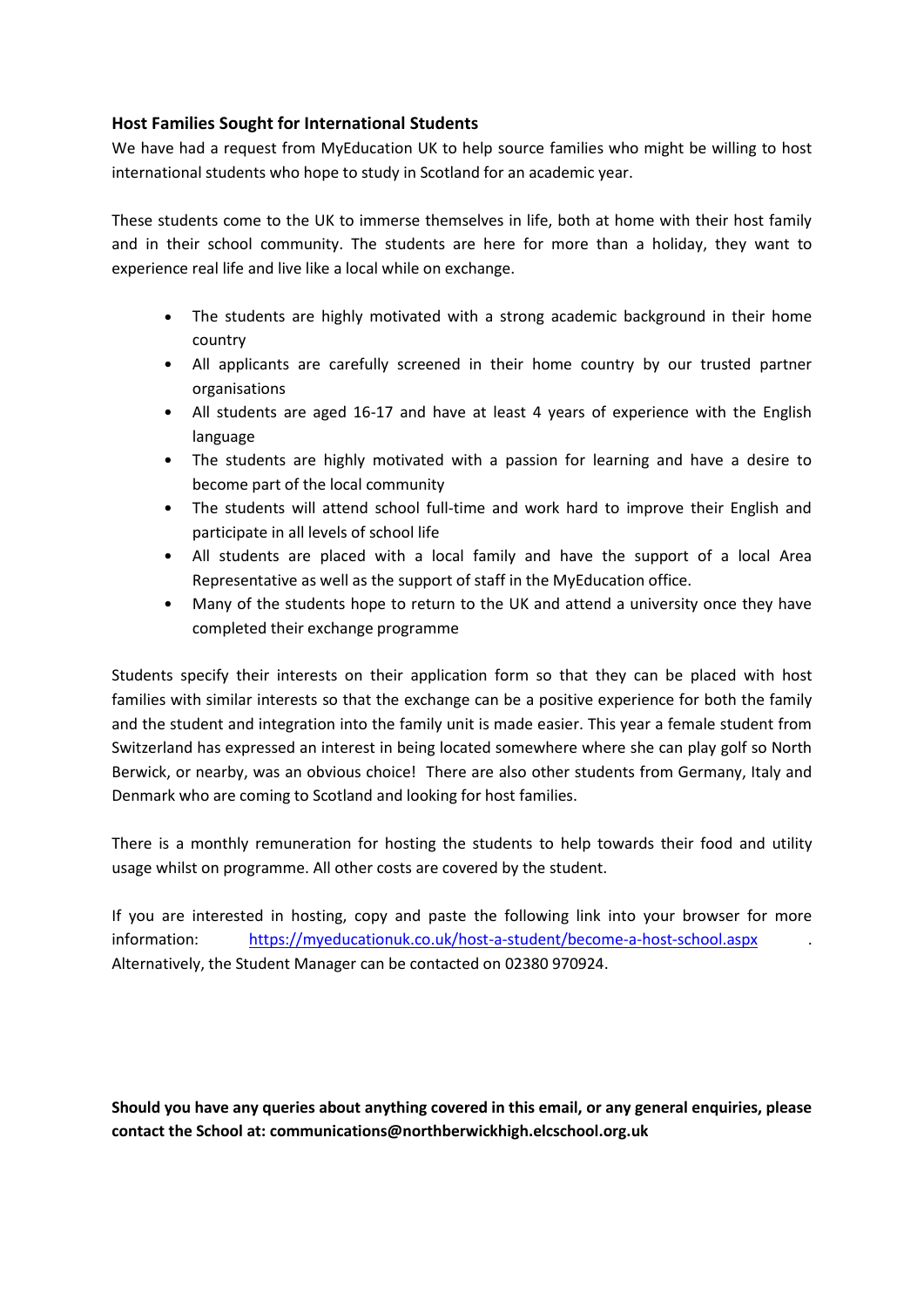### Host Families Sought for International Students

We have had a request from MyEducation UK to help source families who might be willing to host international students who hope to study in Scotland for an academic year.

These students come to the UK to immerse themselves in life, both at home with their host family and in their school community. The students are here for more than a holiday, they want to experience real life and live like a local while on exchange.

- The students are highly motivated with a strong academic background in their home country
- All applicants are carefully screened in their home country by our trusted partner organisations
- All students are aged 16-17 and have at least 4 years of experience with the English language
- The students are highly motivated with a passion for learning and have a desire to become part of the local community
- The students will attend school full-time and work hard to improve their English and participate in all levels of school life
- All students are placed with a local family and have the support of a local Area Representative as well as the support of staff in the MyEducation office.
- Many of the students hope to return to the UK and attend a university once they have completed their exchange programme

Students specify their interests on their application form so that they can be placed with host families with similar interests so that the exchange can be a positive experience for both the family and the student and integration into the family unit is made easier. This year a female student from Switzerland has expressed an interest in being located somewhere where she can play golf so North Berwick, or nearby, was an obvious choice! There are also other students from Germany, Italy and Denmark who are coming to Scotland and looking for host families.

There is a monthly remuneration for hosting the students to help towards their food and utility usage whilst on programme. All other costs are covered by the student.

If you are interested in hosting, copy and paste the following link into your browser for more information: https://myeducationuk.co.uk/host-a-student/become-a-host-school.aspx . Alternatively, the Student Manager can be contacted on 02380 970924.

**Should you have any queries about anything covered in this email, or any general enquiries, please contact the School at: communications@northberwickhigh.elcschool.org.uk**